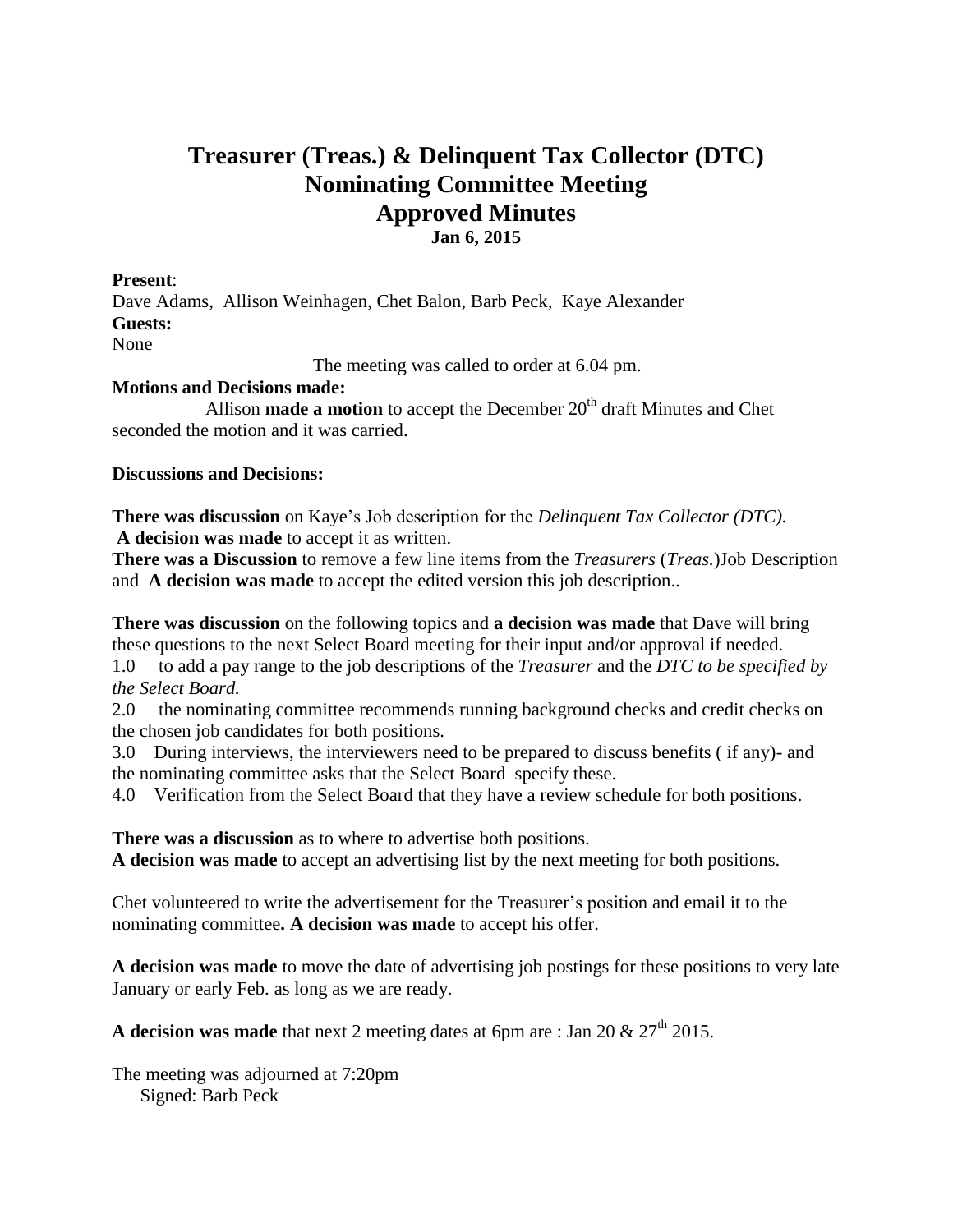# Treasurer (Treas.) & Delinquent Tax Collector (DTC)
# Nominating Committee Meeting
# Approved Minutes
### Jan 6, 2015

**Present**:
Dave Adams, Allison Weinhagen, Chet Balon, Barb Peck, Kaye Alexander
**Guests:**
None

The meeting was called to order at 6.04 pm.

**Motions and Decisions made:**

Allison **made a motion** to accept the December 20th draft Minutes and Chet seconded the motion and it was carried.

**Discussions and Decisions:**

**There was discussion** on Kaye's Job description for the *Delinquent Tax Collector (DTC).*
**A decision was made** to accept it as written.
**There was a Discussion** to remove a few line items from the *Treasurers* (*Treas.*)Job Description and **A decision was made** to accept the edited version this job description..

**There was discussion** on the following topics and **a decision was made** that Dave will bring these questions to the next Select Board meeting for their input and/or approval if needed.

1.0 to add a pay range to the job descriptions of the *Treasurer* and the *DTC to be specified by the Select Board.*

2.0 the nominating committee recommends running background checks and credit checks on the chosen job candidates for both positions.

3.0 During interviews, the interviewers need to be prepared to discuss benefits ( if any)- and the nominating committee asks that the Select Board specify these.

4.0 Verification from the Select Board that they have a review schedule for both positions.

**There was a discussion** as to where to advertise both positions.
**A decision was made** to accept an advertising list by the next meeting for both positions.

Chet volunteered to write the advertisement for the Treasurer's position and email it to the nominating committee**. A decision was made** to accept his offer.

**A decision was made** to move the date of advertising job postings for these positions to very late January or early Feb. as long as we are ready.

**A decision was made** that next 2 meeting dates at 6pm are : Jan 20 & 27th 2015.

The meeting was adjourned at 7:20pm
Signed: Barb Peck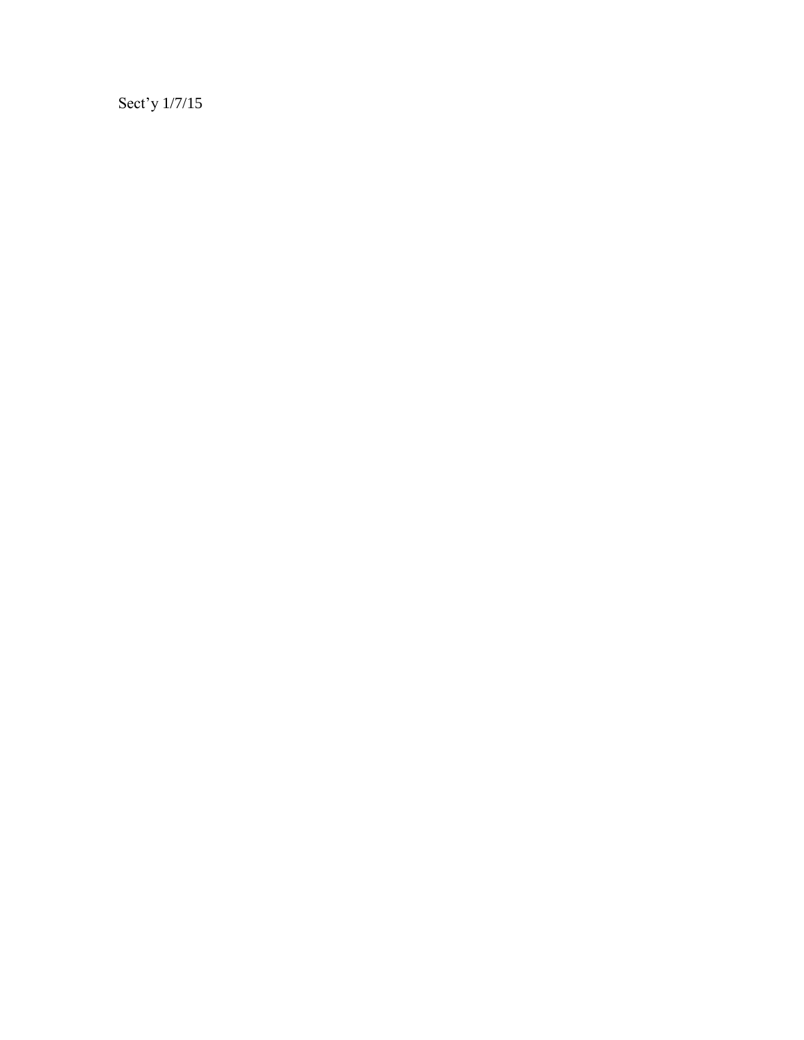Sect’y 1/7/15